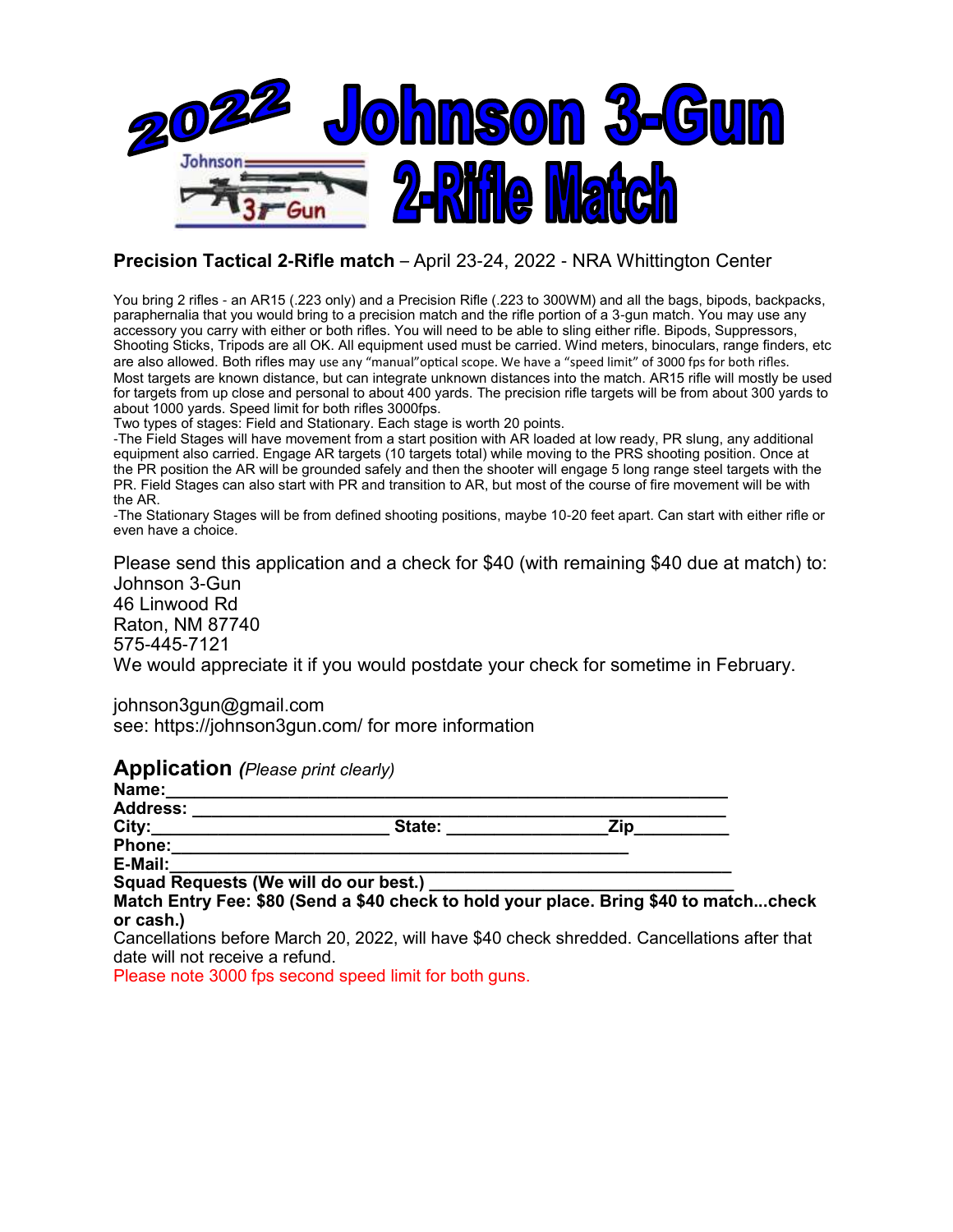# 2022 Johnson 3-Gun 2-Rifle Match

**Precision Tactical 2-Rifle match** – April 23-24, 2022 - NRA Whittington Center

You bring 2 rifles - an AR15 (.223 only) and a Precision Rifle (.223 to 300WM) and all the bags, bipods, backpacks, paraphernalia that you would bring to a precision match and the rifle portion of a 3-gun match. You may use any accessory you carry with either or both rifles. You will need to be able to sling either rifle. Bipods, Suppressors, Shooting Sticks, Tripods are all OK. All equipment used must be carried. Wind meters, binoculars, range finders, etc are also allowed. Both rifles may use any "manual"optical scope. We have a "speed limit" of 3000 fps for both rifles.
Most targets are known distance, but can integrate unknown distances into the match. AR15 rifle will mostly be used for targets from up close and personal to about 400 yards. The precision rifle targets will be from about 300 yards to about 1000 yards. Speed limit for both rifles 3000fps.
Two types of stages: Field and Stationary. Each stage is worth 20 points.
-The Field Stages will have movement from a start position with AR loaded at low ready, PR slung, any additional equipment also carried. Engage AR targets (10 targets total) while moving to the PRS shooting position. Once at the PR position the AR will be grounded safely and then the shooter will engage 5 long range steel targets with the PR. Field Stages can also start with PR and transition to AR, but most of the course of fire movement will be with the AR.
-The Stationary Stages will be from defined shooting positions, maybe 10-20 feet apart. Can start with either rifle or even have a choice.

Please send this application and a check for $40 (with remaining $40 due at match) to:
Johnson 3-Gun
46 Linwood Rd
Raton, NM 87740
575-445-7121
We would appreciate it if you would postdate your check for sometime in February.

johnson3gun@gmail.com
see: https://johnson3gun.com/ for more information

## Application *(Please print clearly)*

**Name:**_______________________________________________________

**Address:** _____________________________________________________

**City:**______________________ **State:** _______________ **Zip**_________

**Phone:**_______________________________________________

**E-Mail:**_______________________________________________________

**Squad Requests (We will do our best.)** ______________________________

**Match Entry Fee: $80 (Send a $40 check to hold your place. Bring $40 to match...check or cash.)**

Cancellations before March 20, 2022, will have $40 check shredded. Cancellations after that date will not receive a refund.

Please note 3000 fps second speed limit for both guns.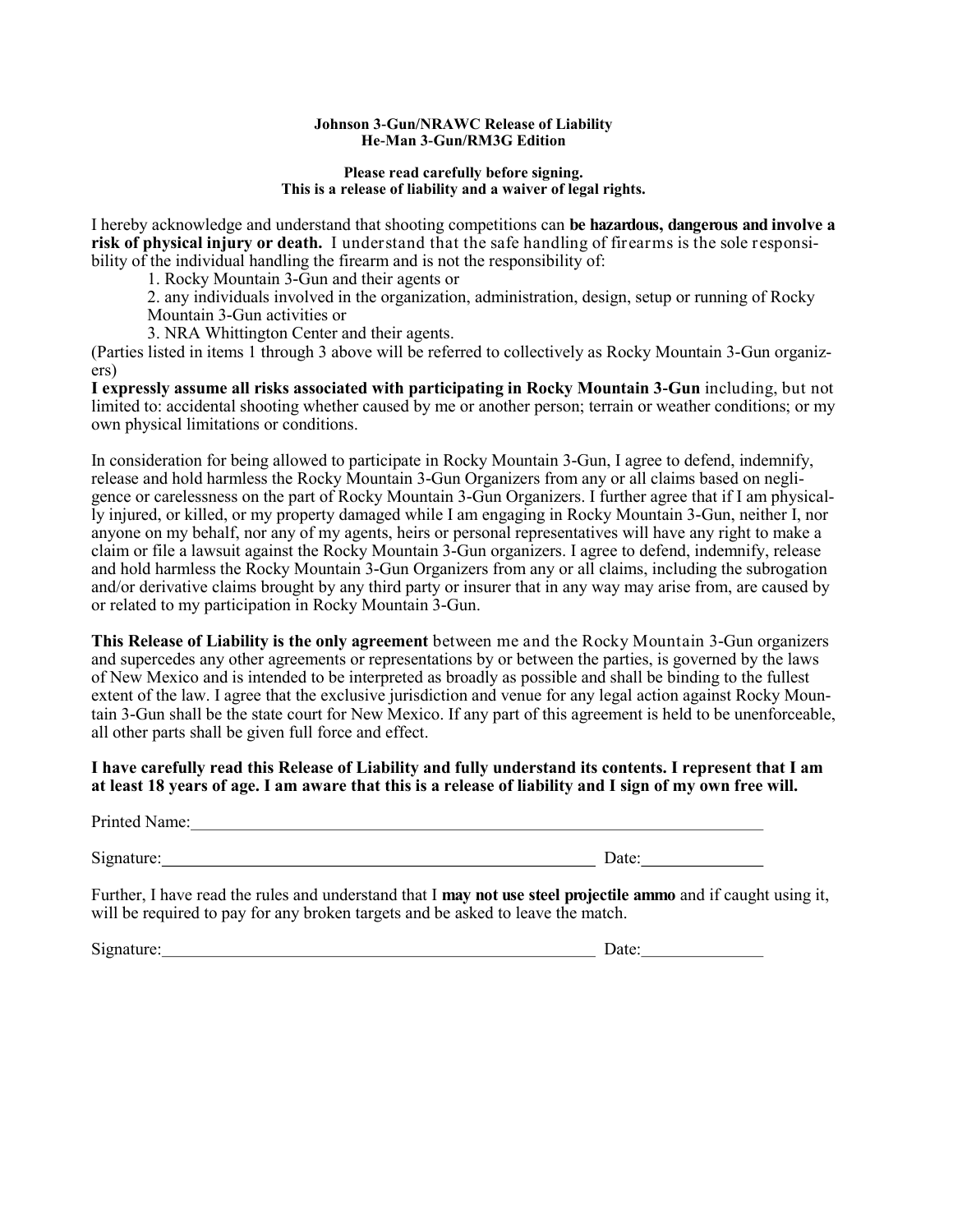**Johnson 3-Gun/NRAWC Release of Liability**
**He-Man 3-Gun/RM3G Edition**

**Please read carefully before signing.**
**This is a release of liability and a waiver of legal rights.**

I hereby acknowledge and understand that shooting competitions can **be hazardous, dangerous and involve a risk of physical injury or death.** I understand that the safe handling of firearms is the sole responsibility of the individual handling the firearm and is not the responsibility of:

1. Rocky Mountain 3-Gun and their agents or
2. any individuals involved in the organization, administration, design, setup or running of Rocky Mountain 3-Gun activities or
3. NRA Whittington Center and their agents.

(Parties listed in items 1 through 3 above will be referred to collectively as Rocky Mountain 3-Gun organizers)

**I expressly assume all risks associated with participating in Rocky Mountain 3-Gun** including, but not limited to: accidental shooting whether caused by me or another person; terrain or weather conditions; or my own physical limitations or conditions.

In consideration for being allowed to participate in Rocky Mountain 3-Gun, I agree to defend, indemnify, release and hold harmless the Rocky Mountain 3-Gun Organizers from any or all claims based on negligence or carelessness on the part of Rocky Mountain 3-Gun Organizers. I further agree that if I am physically injured, or killed, or my property damaged while I am engaging in Rocky Mountain 3-Gun, neither I, nor anyone on my behalf, nor any of my agents, heirs or personal representatives will have any right to make a claim or file a lawsuit against the Rocky Mountain 3-Gun organizers. I agree to defend, indemnify, release and hold harmless the Rocky Mountain 3-Gun Organizers from any or all claims, including the subrogation and/or derivative claims brought by any third party or insurer that in any way may arise from, are caused by or related to my participation in Rocky Mountain 3-Gun.

**This Release of Liability is the only agreement** between me and the Rocky Mountain 3-Gun organizers and supercedes any other agreements or representations by or between the parties, is governed by the laws of New Mexico and is intended to be interpreted as broadly as possible and shall be binding to the fullest extent of the law. I agree that the exclusive jurisdiction and venue for any legal action against Rocky Mountain 3-Gun shall be the state court for New Mexico. If any part of this agreement is held to be unenforceable, all other parts shall be given full force and effect.

**I have carefully read this Release of Liability and fully understand its contents. I represent that I am at least 18 years of age. I am aware that this is a release of liability and I sign of my own free will.**

Printed Name:\_\_\_\_\_\_\_\_\_\_\_\_\_\_\_\_\_\_\_\_\_\_\_\_\_\_\_\_\_\_\_\_\_\_\_\_\_\_\_\_\_\_\_\_\_\_\_\_\_\_\_\_

Signature:\_\_\_\_\_\_\_\_\_\_\_\_\_\_\_\_\_\_\_\_\_\_\_\_\_\_\_\_\_\_\_\_\_\_\_\_\_\_\_\_ Date:\_\_\_\_\_\_\_\_\_\_\_\_

Further, I have read the rules and understand that I **may not use steel projectile ammo** and if caught using it, will be required to pay for any broken targets and be asked to leave the match.

Signature:\_\_\_\_\_\_\_\_\_\_\_\_\_\_\_\_\_\_\_\_\_\_\_\_\_\_\_\_\_\_\_\_\_\_\_\_\_\_\_\_ Date:\_\_\_\_\_\_\_\_\_\_\_\_